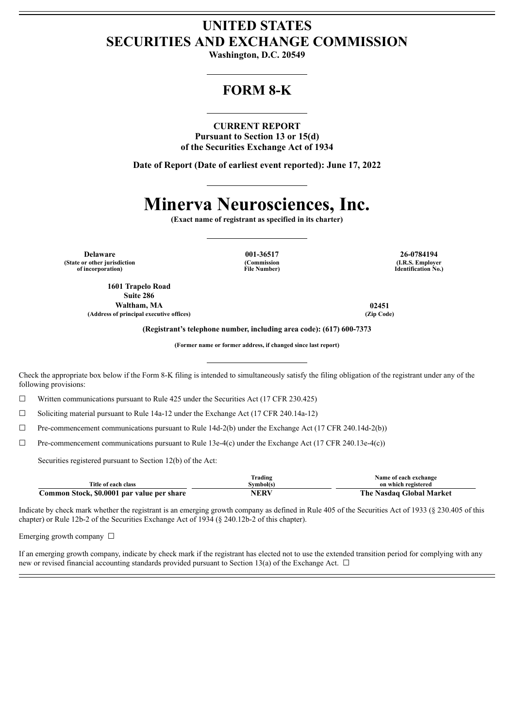# UNITED STATES
# SECURITIES AND EXCHANGE COMMISSION

**Washington, D.C. 20549**

## FORM 8-K

**CURRENT REPORT**
**Pursuant to Section 13 or 15(d)**
**of the Securities Exchange Act of 1934**

**Date of Report (Date of earliest event reported): June 17, 2022**

# Minerva Neurosciences, Inc.

**(Exact name of registrant as specified in its charter)**

| Delaware | 001-36517 | 26-0784194 |
|---|---|---|
| (State or other jurisdiction of incorporation) | (Commission File Number) | (I.R.S. Employer Identification No.) |

| 1601 Trapelo Road Suite 286 Waltham, MA | 02451 |
|---|---|
| (Address of principal executive offices) | (Zip Code) |

**(Registrant's telephone number, including area code): (617) 600-7373**

**(Former name or former address, if changed since last report)**

Check the appropriate box below if the Form 8-K filing is intended to simultaneously satisfy the filing obligation of the registrant under any of the following provisions:

☐ Written communications pursuant to Rule 425 under the Securities Act (17 CFR 230.425)

☐ Soliciting material pursuant to Rule 14a-12 under the Exchange Act (17 CFR 240.14a-12)

☐ Pre-commencement communications pursuant to Rule 14d-2(b) under the Exchange Act (17 CFR 240.14d-2(b))

☐ Pre-commencement communications pursuant to Rule 13e-4(c) under the Exchange Act (17 CFR 240.13e-4(c))

Securities registered pursuant to Section 12(b) of the Act:

| Title of each class | Trading Symbol(s) | Name of each exchange on which registered |
|---|---|---|
| **Common Stock, $0.0001 par value per share** | **NERV** | **The Nasdaq Global Market** |

Indicate by check mark whether the registrant is an emerging growth company as defined in Rule 405 of the Securities Act of 1933 (§ 230.405 of this chapter) or Rule 12b-2 of the Securities Exchange Act of 1934 (§ 240.12b-2 of this chapter).

Emerging growth company ☐

If an emerging growth company, indicate by check mark if the registrant has elected not to use the extended transition period for complying with any new or revised financial accounting standards provided pursuant to Section 13(a) of the Exchange Act. ☐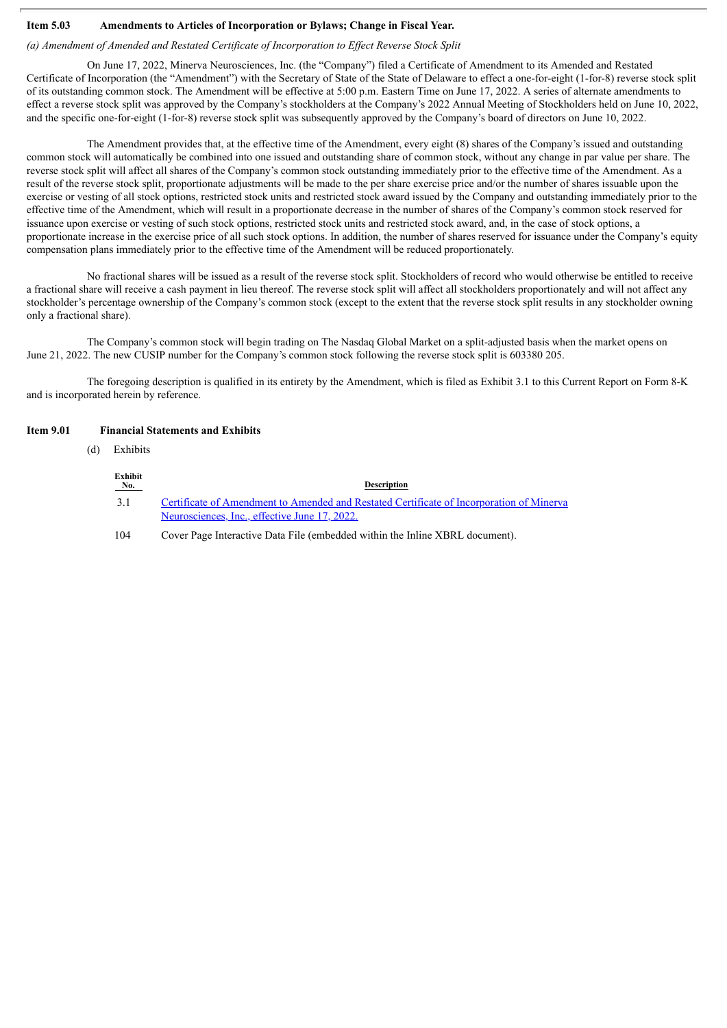**Item 5.03 Amendments to Articles of Incorporation or Bylaws; Change in Fiscal Year.**

*(a) Amendment of Amended and Restated Certificate of Incorporation to Effect Reverse Stock Split*

On June 17, 2022, Minerva Neurosciences, Inc. (the "Company") filed a Certificate of Amendment to its Amended and Restated Certificate of Incorporation (the "Amendment") with the Secretary of State of the State of Delaware to effect a one-for-eight (1-for-8) reverse stock split of its outstanding common stock. The Amendment will be effective at 5:00 p.m. Eastern Time on June 17, 2022. A series of alternate amendments to effect a reverse stock split was approved by the Company's stockholders at the Company's 2022 Annual Meeting of Stockholders held on June 10, 2022, and the specific one-for-eight (1-for-8) reverse stock split was subsequently approved by the Company's board of directors on June 10, 2022.

The Amendment provides that, at the effective time of the Amendment, every eight (8) shares of the Company's issued and outstanding common stock will automatically be combined into one issued and outstanding share of common stock, without any change in par value per share. The reverse stock split will affect all shares of the Company's common stock outstanding immediately prior to the effective time of the Amendment. As a result of the reverse stock split, proportionate adjustments will be made to the per share exercise price and/or the number of shares issuable upon the exercise or vesting of all stock options, restricted stock units and restricted stock award issued by the Company and outstanding immediately prior to the effective time of the Amendment, which will result in a proportionate decrease in the number of shares of the Company's common stock reserved for issuance upon exercise or vesting of such stock options, restricted stock units and restricted stock award, and, in the case of stock options, a proportionate increase in the exercise price of all such stock options. In addition, the number of shares reserved for issuance under the Company's equity compensation plans immediately prior to the effective time of the Amendment will be reduced proportionately.

No fractional shares will be issued as a result of the reverse stock split. Stockholders of record who would otherwise be entitled to receive a fractional share will receive a cash payment in lieu thereof. The reverse stock split will affect all stockholders proportionately and will not affect any stockholder's percentage ownership of the Company's common stock (except to the extent that the reverse stock split results in any stockholder owning only a fractional share).

The Company's common stock will begin trading on The Nasdaq Global Market on a split-adjusted basis when the market opens on June 21, 2022. The new CUSIP number for the Company's common stock following the reverse stock split is 603380 205.

The foregoing description is qualified in its entirety by the Amendment, which is filed as Exhibit 3.1 to this Current Report on Form 8-K and is incorporated herein by reference.

**Item 9.01 Financial Statements and Exhibits**

(d) Exhibits

| Exhibit No. | Description |
|---|---|
| 3.1 | Certificate of Amendment to Amended and Restated Certificate of Incorporation of Minerva Neurosciences, Inc., effective June 17, 2022. |
| 104 | Cover Page Interactive Data File (embedded within the Inline XBRL document). |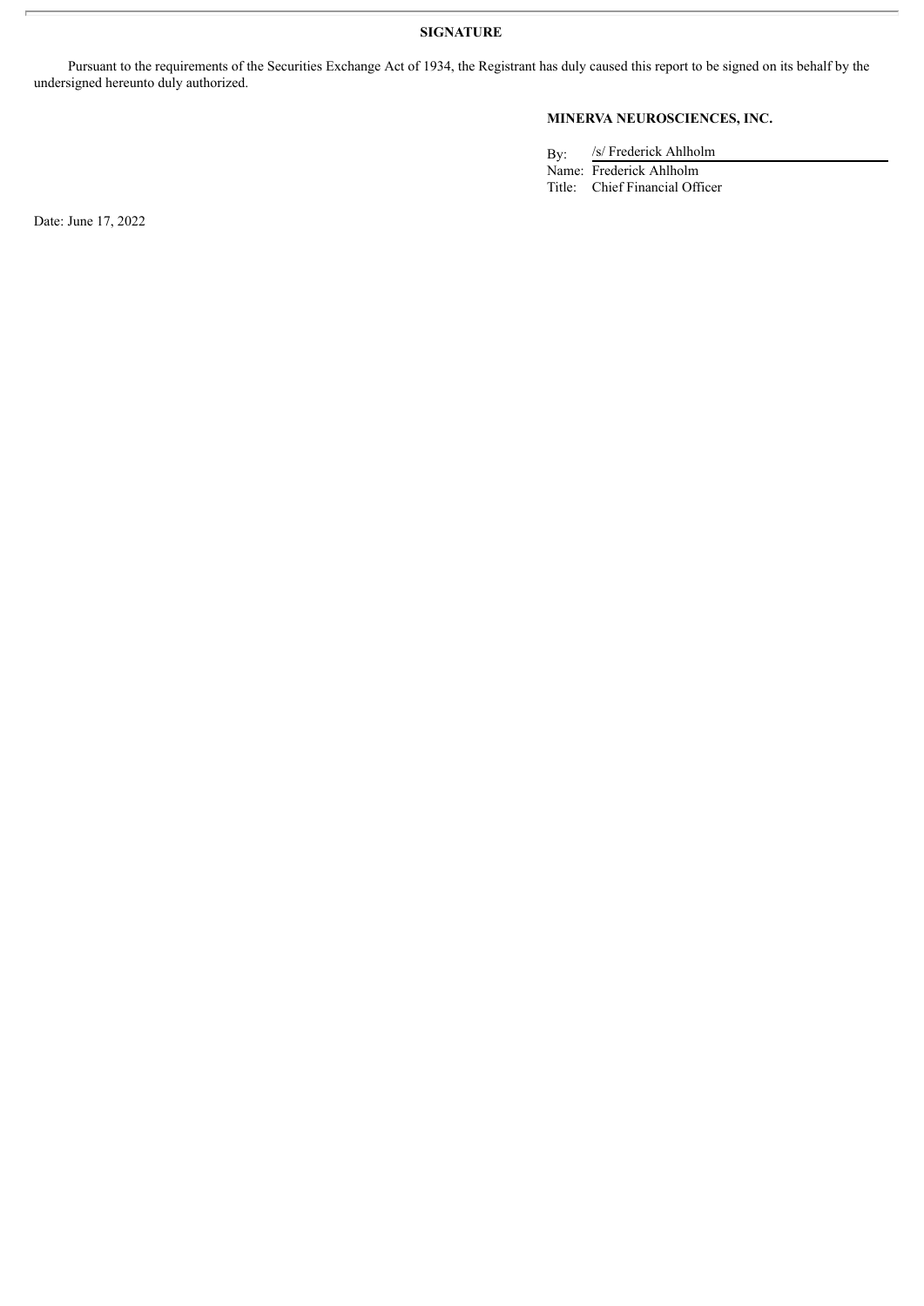**SIGNATURE**

Pursuant to the requirements of the Securities Exchange Act of 1934, the Registrant has duly caused this report to be signed on its behalf by the undersigned hereunto duly authorized.

**MINERVA NEUROSCIENCES, INC.**

By: /s/ Frederick Ahlholm
Name: Frederick Ahlholm
Title: Chief Financial Officer

Date: June 17, 2022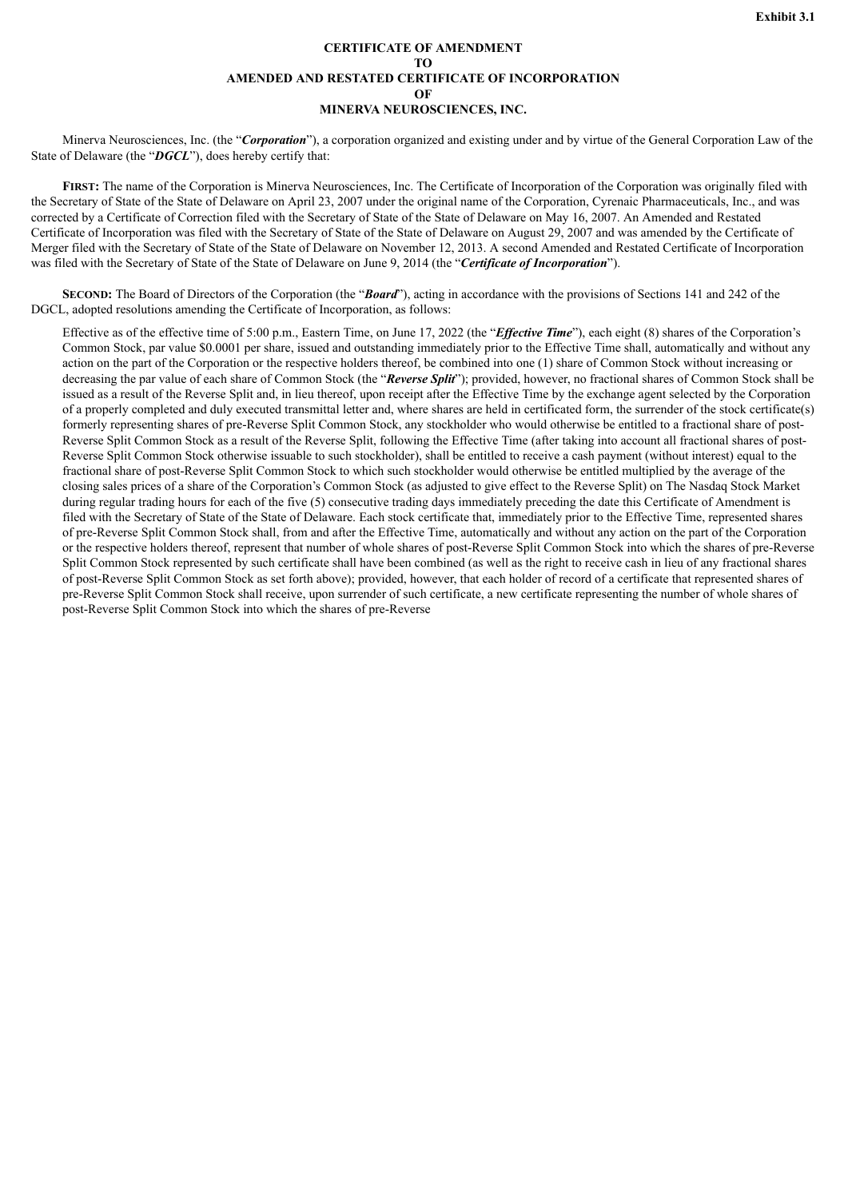**Exhibit 3.1**

**CERTIFICATE OF AMENDMENT**
**TO**
**AMENDED AND RESTATED CERTIFICATE OF INCORPORATION**
**OF**
**MINERVA NEUROSCIENCES, INC.**

Minerva Neurosciences, Inc. (the "***Corporation***"), a corporation organized and existing under and by virtue of the General Corporation Law of the State of Delaware (the "***DGCL***"), does hereby certify that:

**FIRST:** The name of the Corporation is Minerva Neurosciences, Inc. The Certificate of Incorporation of the Corporation was originally filed with the Secretary of State of the State of Delaware on April 23, 2007 under the original name of the Corporation, Cyrenaic Pharmaceuticals, Inc., and was corrected by a Certificate of Correction filed with the Secretary of State of the State of Delaware on May 16, 2007. An Amended and Restated Certificate of Incorporation was filed with the Secretary of State of the State of Delaware on August 29, 2007 and was amended by the Certificate of Merger filed with the Secretary of State of the State of Delaware on November 12, 2013. A second Amended and Restated Certificate of Incorporation was filed with the Secretary of State of the State of Delaware on June 9, 2014 (the "***Certificate of Incorporation***").

**SECOND:** The Board of Directors of the Corporation (the "***Board***"), acting in accordance with the provisions of Sections 141 and 242 of the DGCL, adopted resolutions amending the Certificate of Incorporation, as follows:

Effective as of the effective time of 5:00 p.m., Eastern Time, on June 17, 2022 (the "***Effective Time***"), each eight (8) shares of the Corporation's Common Stock, par value $0.0001 per share, issued and outstanding immediately prior to the Effective Time shall, automatically and without any action on the part of the Corporation or the respective holders thereof, be combined into one (1) share of Common Stock without increasing or decreasing the par value of each share of Common Stock (the "***Reverse Split***"); provided, however, no fractional shares of Common Stock shall be issued as a result of the Reverse Split and, in lieu thereof, upon receipt after the Effective Time by the exchange agent selected by the Corporation of a properly completed and duly executed transmittal letter and, where shares are held in certificated form, the surrender of the stock certificate(s) formerly representing shares of pre-Reverse Split Common Stock, any stockholder who would otherwise be entitled to a fractional share of post-Reverse Split Common Stock as a result of the Reverse Split, following the Effective Time (after taking into account all fractional shares of post-Reverse Split Common Stock otherwise issuable to such stockholder), shall be entitled to receive a cash payment (without interest) equal to the fractional share of post-Reverse Split Common Stock to which such stockholder would otherwise be entitled multiplied by the average of the closing sales prices of a share of the Corporation's Common Stock (as adjusted to give effect to the Reverse Split) on The Nasdaq Stock Market during regular trading hours for each of the five (5) consecutive trading days immediately preceding the date this Certificate of Amendment is filed with the Secretary of State of the State of Delaware. Each stock certificate that, immediately prior to the Effective Time, represented shares of pre-Reverse Split Common Stock shall, from and after the Effective Time, automatically and without any action on the part of the Corporation or the respective holders thereof, represent that number of whole shares of post-Reverse Split Common Stock into which the shares of pre-Reverse Split Common Stock represented by such certificate shall have been combined (as well as the right to receive cash in lieu of any fractional shares of post-Reverse Split Common Stock as set forth above); provided, however, that each holder of record of a certificate that represented shares of pre-Reverse Split Common Stock shall receive, upon surrender of such certificate, a new certificate representing the number of whole shares of post-Reverse Split Common Stock into which the shares of pre-Reverse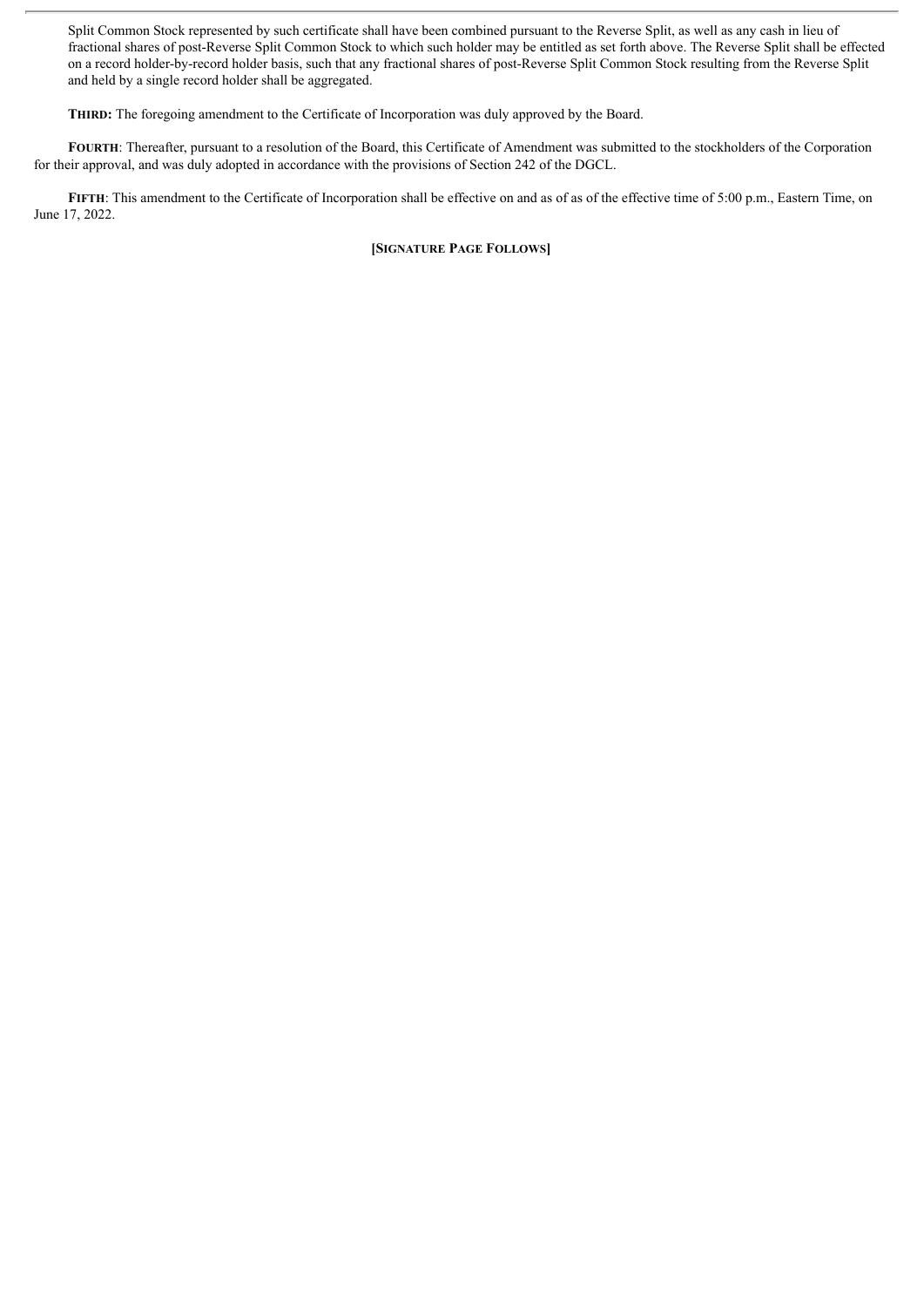Split Common Stock represented by such certificate shall have been combined pursuant to the Reverse Split, as well as any cash in lieu of fractional shares of post-Reverse Split Common Stock to which such holder may be entitled as set forth above. The Reverse Split shall be effected on a record holder-by-record holder basis, such that any fractional shares of post-Reverse Split Common Stock resulting from the Reverse Split and held by a single record holder shall be aggregated.

**THIRD:** The foregoing amendment to the Certificate of Incorporation was duly approved by the Board.

**FOURTH**: Thereafter, pursuant to a resolution of the Board, this Certificate of Amendment was submitted to the stockholders of the Corporation for their approval, and was duly adopted in accordance with the provisions of Section 242 of the DGCL.

**FIFTH**: This amendment to the Certificate of Incorporation shall be effective on and as of as of the effective time of 5:00 p.m., Eastern Time, on June 17, 2022.

**[SIGNATURE PAGE FOLLOWS]**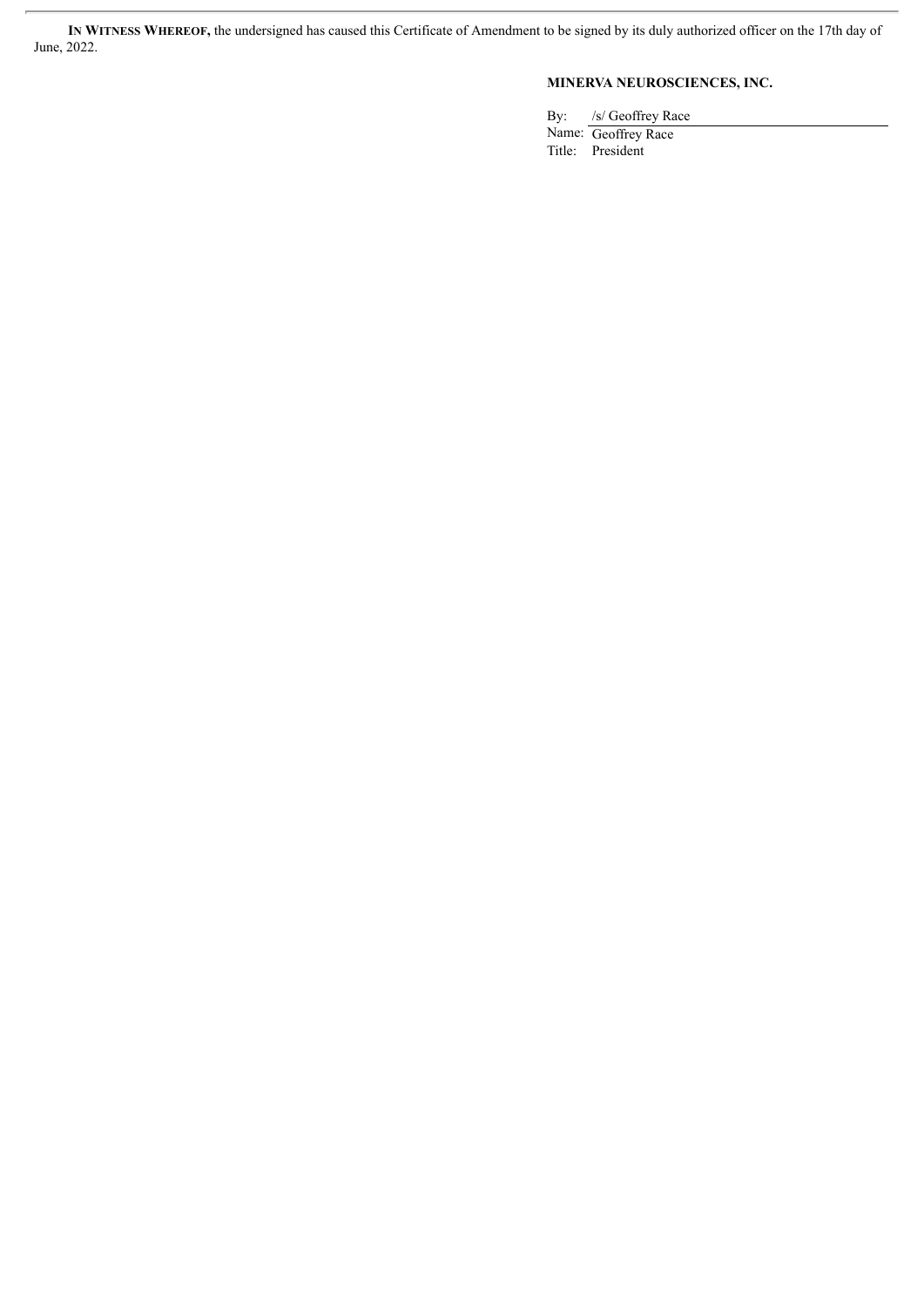**IN WITNESS WHEREOF,** the undersigned has caused this Certificate of Amendment to be signed by its duly authorized officer on the 17th day of June, 2022.

**MINERVA NEUROSCIENCES, INC.**

By: /s/ Geoffrey Race
Name: Geoffrey Race
Title: President